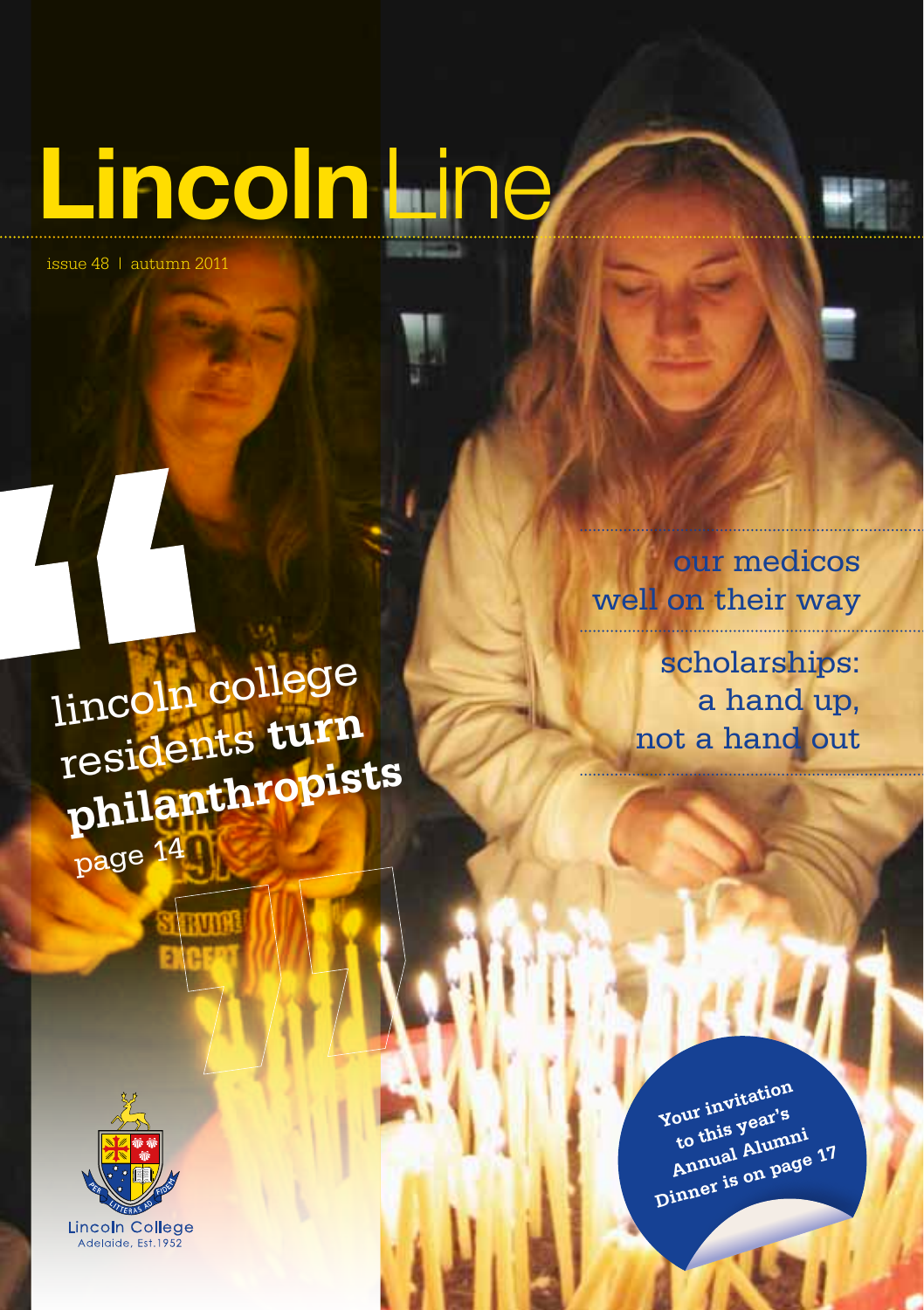# Lincoln Line

issue 48 | autumn 2011

lincoln college residents **turn philanthropists**
page 14

our medicos well on their way

scholarships: a hand up, not a hand out

**Your invitation to this year's Annual Alumni Dinner is on page 17**

Lincoln College
Adelaide, Est.1952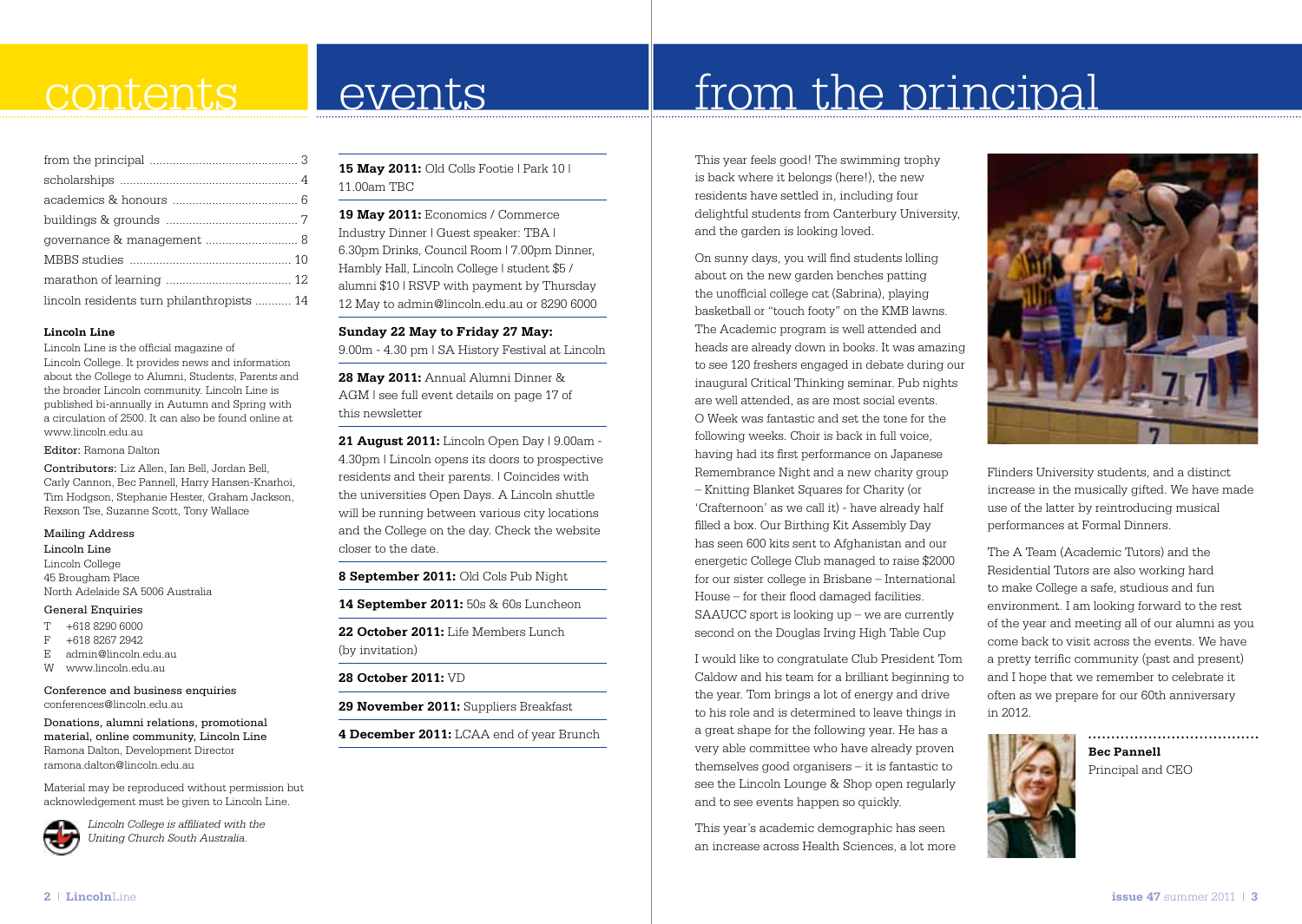# contents

from the principal ............................................ 3
scholarships ..................................................... 4
academics & honours ..................................... 6
buildings & grounds ....................................... 7
governance & management ........................... 8
MBBS studies ................................................ 10
marathon of learning ..................................... 12
lincoln residents turn philanthropists ........... 14

**Lincoln Line**

Lincoln Line is the official magazine of Lincoln College. It provides news and information about the College to Alumni, Students, Parents and the broader Lincoln community. Lincoln Line is published bi-annually in Autumn and Spring with a circulation of 2500. It can also be found online at www.lincoln.edu.au

Editor: Ramona Dalton

Contributors: Liz Allen, Ian Bell, Jordan Bell, Carly Cannon, Bec Pannell, Harry Hansen-Knarhoi, Tim Hodgson, Stephanie Hester, Graham Jackson, Rexson Tse, Suzanne Scott, Tony Wallace

Mailing Address
Lincoln Line
Lincoln College
45 Brougham Place
North Adelaide SA 5006 Australia

General Enquiries
T +618 8290 6000
F +618 8267 2942
E admin@lincoln.edu.au
W www.lincoln.edu.au

Conference and business enquiries
conferences@lincoln.edu.au

Donations, alumni relations, promotional material, online community, Lincoln Line
Ramona Dalton, Development Director
ramona.dalton@lincoln.edu.au

Material may be reproduced without permission but acknowledgement must be given to Lincoln Line.

*Lincoln College is affiliated with the Uniting Church South Australia.*

# events

**15 May 2011:** Old Colls Footie | Park 10 | 11.00am TBC

**19 May 2011:** Economics / Commerce Industry Dinner | Guest speaker: TBA | 6.30pm Drinks, Council Room | 7.00pm Dinner, Hambly Hall, Lincoln College | student $5 / alumni $10 | RSVP with payment by Thursday 12 May to admin@lincoln.edu.au or 8290 6000

**Sunday 22 May to Friday 27 May:** 9.00m - 4.30 pm | SA History Festival at Lincoln

**28 May 2011:** Annual Alumni Dinner & AGM | see full event details on page 17 of this newsletter

**21 August 2011:** Lincoln Open Day | 9.00am - 4.30pm | Lincoln opens its doors to prospective residents and their parents. | Coincides with the universities Open Days. A Lincoln shuttle will be running between various city locations and the College on the day. Check the website closer to the date.

**8 September 2011:** Old Cols Pub Night

**14 September 2011:** 50s & 60s Luncheon

**22 October 2011:** Life Members Lunch (by invitation)

**28 October 2011:** VD

**29 November 2011:** Suppliers Breakfast

**4 December 2011:** LCAA end of year Brunch

# from the principal

This year feels good! The swimming trophy is back where it belongs (here!), the new residents have settled in, including four delightful students from Canterbury University, and the garden is looking loved.

On sunny days, you will find students lolling about on the new garden benches patting the unofficial college cat (Sabrina), playing basketball or "touch footy" on the KMB lawns. The Academic program is well attended and heads are already down in books. It was amazing to see 120 freshers engaged in debate during our inaugural Critical Thinking seminar. Pub nights are well attended, as are most social events. O Week was fantastic and set the tone for the following weeks. Choir is back in full voice, having had its first performance on Japanese Remembrance Night and a new charity group – Knitting Blanket Squares for Charity (or 'Crafternoon' as we call it) - have already half filled a box. Our Birthing Kit Assembly Day has seen 600 kits sent to Afghanistan and our energetic College Club managed to raise $2000 for our sister college in Brisbane – International House – for their flood damaged facilities. SAAUCC sport is looking up – we are currently second on the Douglas Irving High Table Cup

I would like to congratulate Club President Tom Caldow and his team for a brilliant beginning to the year. Tom brings a lot of energy and drive to his role and is determined to leave things in a great shape for the following year. He has a very able committee who have already proven themselves good organisers – it is fantastic to see the Lincoln Lounge & Shop open regularly and to see events happen so quickly.

This year's academic demographic has seen an increase across Health Sciences, a lot more Flinders University students, and a distinct increase in the musically gifted. We have made use of the latter by reintroducing musical performances at Formal Dinners.

The A Team (Academic Tutors) and the Residential Tutors are also working hard to make College a safe, studious and fun environment. I am looking forward to the rest of the year and meeting all of our alumni as you come back to visit across the events. We have a pretty terrific community (past and present) and I hope that we remember to celebrate it often as we prepare for our 60th anniversary in 2012.

**Bec Pannell**
Principal and CEO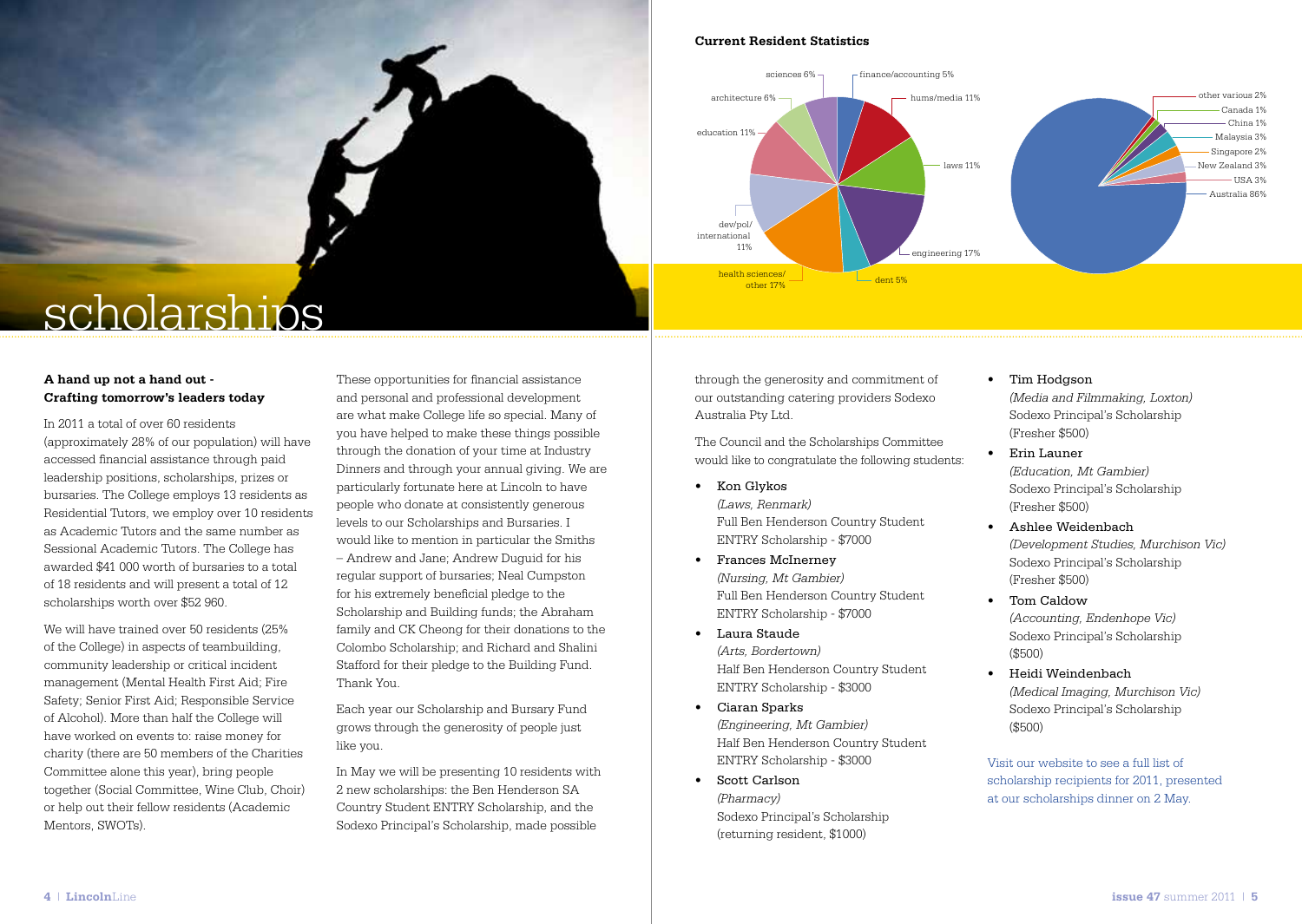# scholarships

**Current Resident Statistics**

| Course | % |
|---|---|
| finance/accounting | 5% |
| hums/media | 11% |
| laws | 11% |
| engineering | 17% |
| dent | 5% |
| health sciences/other | 17% |
| dev/pol/international | 11% |
| education | 11% |
| architecture | 6% |
| sciences | 6% |

| Country | % |
|---|---|
| other various | 2% |
| Canada | 1% |
| China | 1% |
| Malaysia | 3% |
| Singapore | 2% |
| New Zealand | 3% |
| USA | 3% |
| Australia | 86% |

**A hand up not a hand out - Crafting tomorrow's leaders today**

In 2011 a total of over 60 residents (approximately 28% of our population) will have accessed financial assistance through paid leadership positions, scholarships, prizes or bursaries. The College employs 13 residents as Residential Tutors, we employ over 10 residents as Academic Tutors and the same number as Sessional Academic Tutors. The College has awarded $41 000 worth of bursaries to a total of 18 residents and will present a total of 12 scholarships worth over $52 960.

We will have trained over 50 residents (25% of the College) in aspects of teambuilding, community leadership or critical incident management (Mental Health First Aid; Fire Safety; Senior First Aid; Responsible Service of Alcohol). More than half the College will have worked on events to: raise money for charity (there are 50 members of the Charities Committee alone this year), bring people together (Social Committee, Wine Club, Choir) or help out their fellow residents (Academic Mentors, SWOTs).

These opportunities for financial assistance and personal and professional development are what make College life so special. Many of you have helped to make these things possible through the donation of your time at Industry Dinners and through your annual giving. We are particularly fortunate here at Lincoln to have people who donate at consistently generous levels to our Scholarships and Bursaries. I would like to mention in particular the Smiths – Andrew and Jane; Andrew Duguid for his regular support of bursaries; Neal Cumpston for his extremely beneficial pledge to the Scholarship and Building funds; the Abraham family and CK Cheong for their donations to the Colombo Scholarship; and Richard and Shalini Stafford for their pledge to the Building Fund. Thank You.

Each year our Scholarship and Bursary Fund grows through the generosity of people just like you.

In May we will be presenting 10 residents with 2 new scholarships: the Ben Henderson SA Country Student ENTRY Scholarship and the Sodexo Principal's Scholarship, made possible through the generosity and commitment of our outstanding catering providers Sodexo Australia Pty Ltd.

The Council and the Scholarships Committee would like to congratulate the following students:

- Kon Glykos
  *(Laws, Renmark)*
  Full Ben Henderson Country Student ENTRY Scholarship - $7000
- Frances McInerney
  *(Nursing, Mt Gambier)*
  Full Ben Henderson Country Student ENTRY Scholarship - $7000
- Laura Staude
  *(Arts, Bordertown)*
  Half Ben Henderson Country Student ENTRY Scholarship - $3000
- Ciaran Sparks
  *(Engineering, Mt Gambier)*
  Half Ben Henderson Country Student ENTRY Scholarship - $3000
- Scott Carlson
  *(Pharmacy)*
  Sodexo Principal's Scholarship (returning resident, $1000)
- Tim Hodgson
  *(Media and Filmmaking, Loxton)*
  Sodexo Principal's Scholarship (Fresher $500)
- Erin Launer
  *(Education, Mt Gambier)*
  Sodexo Principal's Scholarship (Fresher $500)
- Ashlee Weidenbach
  *(Development Studies, Murchison Vic)*
  Sodexo Principal's Scholarship (Fresher $500)
- Tom Caldow
  *(Accounting, Endenhope Vic)*
  Sodexo Principal's Scholarship ($500)
- Heidi Weindenbach
  *(Medical Imaging, Murchison Vic)*
  Sodexo Principal's Scholarship ($500)

Visit our website to see a full list of scholarship recipients for 2011, presented at our scholarships dinner on 2 May.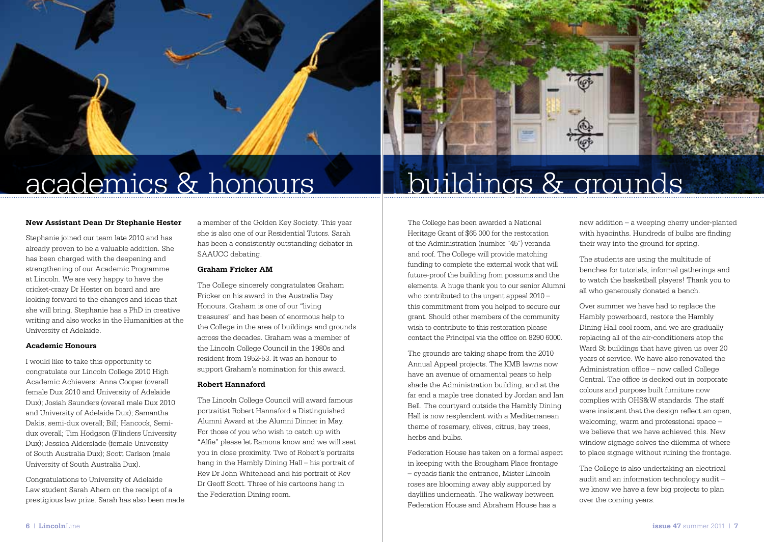# academics & honours

### New Assistant Dean Dr Stephanie Hester

Stephanie joined our team late 2010 and has already proven to be a valuable addition. She has been charged with the deepening and strengthening of our Academic Programme at Lincoln. We are very happy to have the cricket-crazy Dr Hester on board and are looking forward to the changes and ideas that she will bring. Stephanie has a PhD in creative writing and also works in the Humanities at the University of Adelaide.

### Academic Honours

I would like to take this opportunity to congratulate our Lincoln College 2010 High Academic Achievers: Anna Cooper (overall female Dux 2010 and University of Adelaide Dux); Josiah Saunders (overall male Dux 2010 and University of Adelaide Dux); Samantha Dakis, semi-dux overall; Bill; Hancock, Semi-dux overall; Tim Hodgson (Flinders University Dux); Jessica Alderslade (female University of South Australia Dux); Scott Carlson (male University of South Australia Dux).

Congratulations to University of Adelaide Law student Sarah Ahern on the receipt of a prestigious law prize. Sarah has also been made a member of the Golden Key Society. This year she is also one of our Residential Tutors. Sarah has been a consistently outstanding debater in SAAUCC debating.

### Graham Fricker AM

The College sincerely congratulates Graham Fricker on his award in the Australia Day Honours. Graham is one of our "living treasures" and has been of enormous help to the College in the area of buildings and grounds across the decades. Graham was a member of the Lincoln College Council in the 1980s and resident from 1952-53. It was an honour to support Graham's nomination for this award.

### Robert Hannaford

The Lincoln College Council will award famous portraitist Robert Hannaford a Distinguished Alumni Award at the Alumni Dinner in May. For those of you who wish to catch up with "Alfie" please let Ramona know and we will seat you in close proximity. Two of Robert's portraits hang in the Hambly Dining Hall – his portrait of Rev Dr John Whitehead and his portrait of Rev Dr Geoff Scott. Three of his cartoons hang in the Federation Dining room.

# buildings & grounds

The College has been awarded a National Heritage Grant of $65 000 for the restoration of the Administration (number "45") veranda and roof. The College will provide matching funding to complete the external work that will future-proof the building from possums and the elements. A huge thank you to our senior Alumni who contributed to the urgent appeal 2010 – this commitment from you helped to secure our grant. Should other members of the community wish to contribute to this restoration please contact the Principal via the office on 8290 6000.

The grounds are taking shape from the 2010 Annual Appeal projects. The KMB lawns now have an avenue of ornamental pears to help shade the Administration building, and at the far end a maple tree donated by Jordan and Ian Bell. The courtyard outside the Hambly Dining Hall is now resplendent with a Mediterranean theme of rosemary, olives, citrus, bay trees, herbs and bulbs.

Federation House has taken on a formal aspect in keeping with the Brougham Place frontage – cycads flank the entrance, Mister Lincoln roses are blooming away ably supported by daylilies underneath. The walkway between Federation House and Abraham House has a new addition – a weeping cherry under-planted with hyacinths. Hundreds of bulbs are finding their way into the ground for spring.

The students are using the multitude of benches for tutorials, informal gatherings and to watch the basketball players! Thank you to all who generously donated a bench.

Over summer we have had to replace the Hambly powerboard, restore the Hambly Dining Hall cool room, and we are gradually replacing all of the air-conditioners atop the Ward St buildings that have given us over 20 years of service. We have also renovated the Administration office – now called College Central. The office is decked out in corporate colours and purpose built furniture now complies with OHS&W standards. The staff were insistent that the design reflect an open, welcoming, warm and professional space – we believe that we have achieved this. New window signage solves the dilemma of where to place signage without ruining the frontage.

The College is also undertaking an electrical audit and an information technology audit – we know we have a few big projects to plan over the coming years.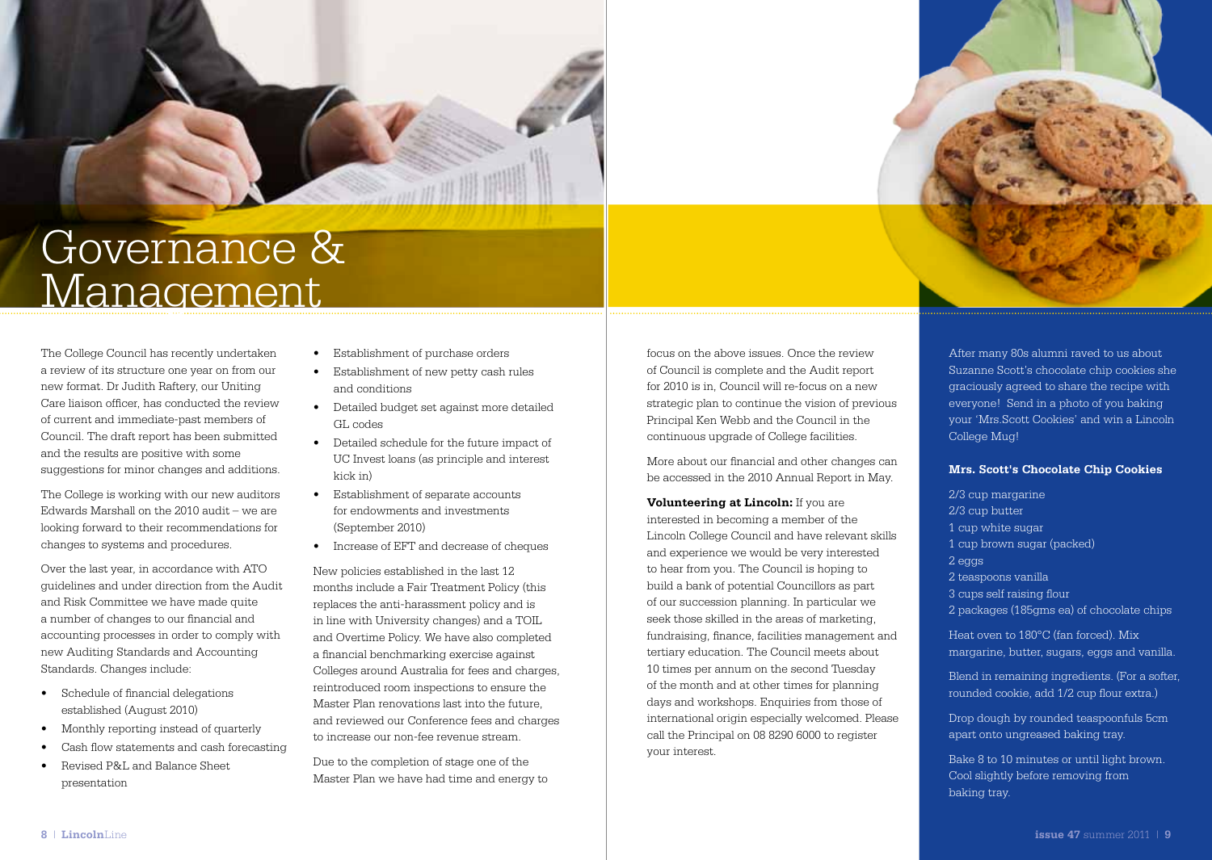# Governance & Management

The College Council has recently undertaken a review of its structure one year on from our new format. Dr Judith Raftery, our Uniting Care liaison officer, has conducted the review of current and immediate-past members of Council. The draft report has been submitted and the results are positive with some suggestions for minor changes and additions.

The College is working with our new auditors Edwards Marshall on the 2010 audit – we are looking forward to their recommendations for changes to systems and procedures.

Over the last year, in accordance with ATO guidelines and under direction from the Audit and Risk Committee we have made quite a number of changes to our financial and accounting processes in order to comply with new Auditing Standards and Accounting Standards. Changes include:

- Schedule of financial delegations established (August 2010)
- Monthly reporting instead of quarterly
- Cash flow statements and cash forecasting
- Revised P&L and Balance Sheet presentation
- Establishment of purchase orders
- Establishment of new petty cash rules and conditions
- Detailed budget set against more detailed GL codes
- Detailed schedule for the future impact of UC Invest loans (as principle and interest kick in)
- Establishment of separate accounts for endowments and investments (September 2010)
- Increase of EFT and decrease of cheques

New policies established in the last 12 months include a Fair Treatment Policy (this replaces the anti-harassment policy and is in line with University changes) and a TOIL and Overtime Policy. We have also completed a financial benchmarking exercise against Colleges around Australia for fees and charges, reintroduced room inspections to ensure the Master Plan renovations last into the future, and reviewed our Conference fees and charges to increase our non-fee revenue stream.

Due to the completion of stage one of the Master Plan we have had time and energy to focus on the above issues. Once the review of Council is complete and the Audit report for 2010 is in, Council will re-focus on a new strategic plan to continue the vision of previous Principal Ken Webb and the Council in the continuous upgrade of College facilities.

More about our financial and other changes can be accessed in the 2010 Annual Report in May.

**Volunteering at Lincoln:** If you are interested in becoming a member of the Lincoln College Council and have relevant skills and experience we would be very interested to hear from you. The Council is hoping to build a bank of potential Councillors as part of our succession planning. In particular we seek those skilled in the areas of marketing, fundraising, finance, facilities management and tertiary education. The Council meets about 10 times per annum on the second Tuesday of the month and at other times for planning days and workshops. Enquiries from those of international origin especially welcomed. Please call the Principal on 08 8290 6000 to register your interest.

After many 80s alumni raved to us about Suzanne Scott's chocolate chip cookies she graciously agreed to share the recipe with everyone! Send in a photo of you baking your 'Mrs.Scott Cookies' and win a Lincoln College Mug!

**Mrs. Scott's Chocolate Chip Cookies**

2/3 cup margarine
2/3 cup butter
1 cup white sugar
1 cup brown sugar (packed)
2 eggs
2 teaspoons vanilla
3 cups self raising flour
2 packages (185gms ea) of chocolate chips

Heat oven to 180°C (fan forced). Mix margarine, butter, sugars, eggs and vanilla.

Blend in remaining ingredients. (For a softer, rounded cookie, add 1/2 cup flour extra.)

Drop dough by rounded teaspoonfuls 5cm apart onto ungreased baking tray.

Bake 8 to 10 minutes or until light brown. Cool slightly before removing from baking tray.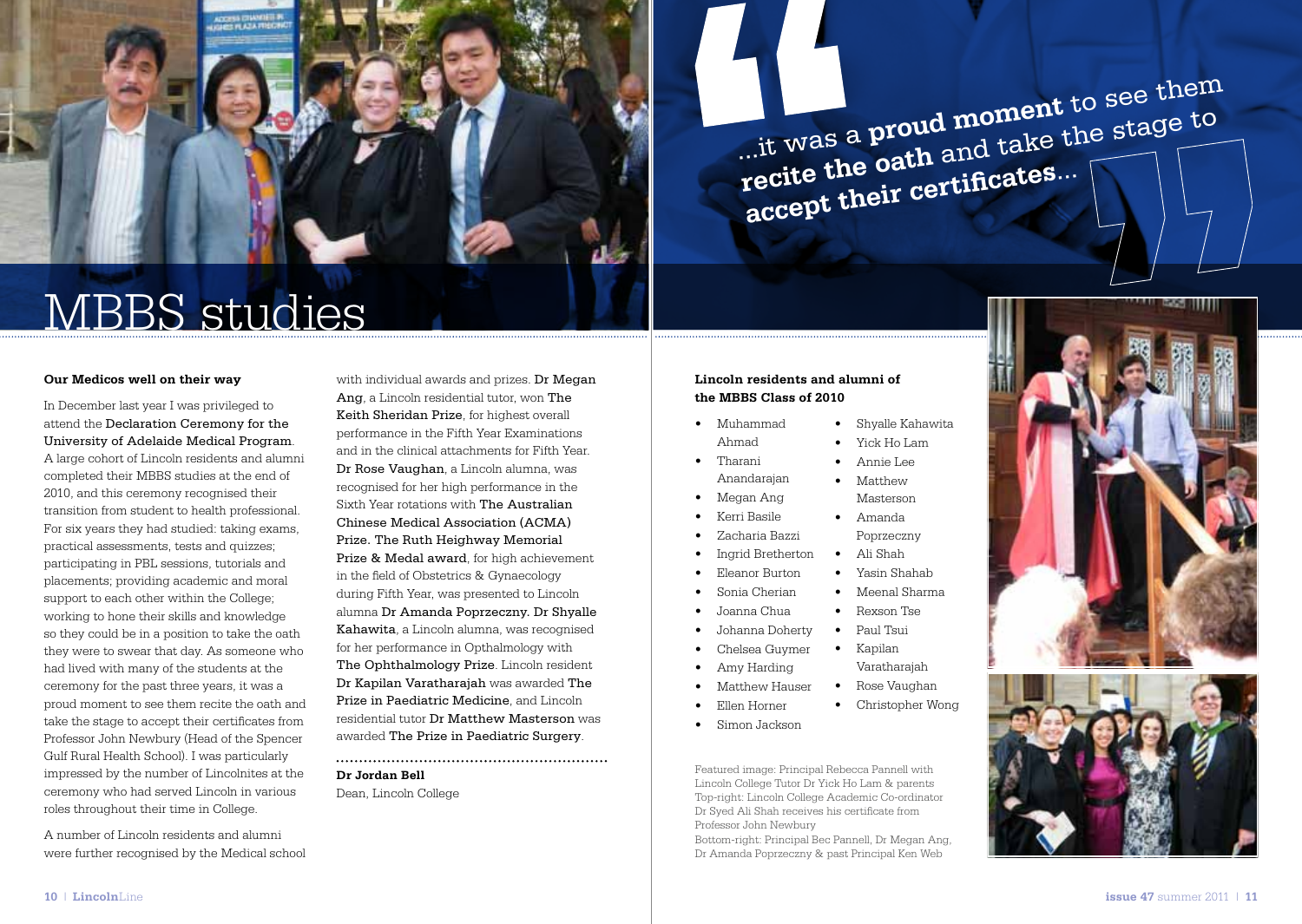# MBBS studies

> ...it was a **proud moment** to see them **recite the oath** and take the stage to **accept their certificates**...

**Our Medicos well on their way**

In December last year I was privileged to attend the Declaration Ceremony for the University of Adelaide Medical Program. A large cohort of Lincoln residents and alumni completed their MBBS studies at the end of 2010, and this ceremony recognised their transition from student to health professional. For six years they had studied: taking exams, practical assessments, tests and quizzes; participating in PBL sessions, tutorials and placements; providing academic and moral support to each other within the College; working to hone their skills and knowledge so they could be in a position to take the oath they were to swear that day. As someone who had lived with many of the students at the ceremony for the past three years, it was a proud moment to see them recite the oath and take the stage to accept their certificates from Professor John Newbury (Head of the Spencer Gulf Rural Health School). I was particularly impressed by the number of Lincolnites at the ceremony who had served Lincoln in various roles throughout their time in College.

A number of Lincoln residents and alumni were further recognised by the Medical school with individual awards and prizes. Dr Megan Ang, a Lincoln residential tutor, won The Keith Sheridan Prize, for highest overall performance in the Fifth Year Examinations and in the clinical attachments for Fifth Year. Dr Rose Vaughan, a Lincoln alumna, was recognised for her high performance in the Sixth Year rotations with The Australian Chinese Medical Association (ACMA) Prize. The Ruth Heighway Memorial Prize & Medal award, for high achievement in the field of Obstetrics & Gynaecology during Fifth Year, was presented to Lincoln alumna Dr Amanda Poprzeczny. Dr Shyalle Kahawita, a Lincoln alumna, was recognised for her performance in Opthalmology with The Ophthalmology Prize. Lincoln resident Dr Kapilan Varatharajah was awarded The Prize in Paediatric Medicine, and Lincoln residential tutor Dr Matthew Masterson was awarded The Prize in Paediatric Surgery.

**Dr Jordan Bell**
Dean, Lincoln College

**Lincoln residents and alumni of the MBBS Class of 2010**

- Muhammad Ahmad
- Tharani Anandarajan
- Megan Ang
- Kerri Basile
- Zacharia Bazzi
- Ingrid Bretherton
- Eleanor Burton
- Sonia Cherian
- Joanna Chua
- Johanna Doherty
- Chelsea Guymer
- Amy Harding
- Matthew Hauser
- Ellen Horner
- Simon Jackson
- Shyalle Kahawita
- Yick Ho Lam
- Annie Lee
- Matthew Masterson
- Amanda Poprzeczny
- Ali Shah
- Yasin Shahab
- Meenal Sharma
- Rexson Tse
- Paul Tsui
- Kapilan Varatharajah
- Rose Vaughan
- Christopher Wong

Featured image: Principal Rebecca Pannell with Lincoln College Tutor Dr Yick Ho Lam & parents
Top-right: Lincoln College Academic Co-ordinator Dr Syed Ali Shah receives his certificate from Professor John Newbury
Bottom-right: Principal Bec Pannell, Dr Megan Ang, Dr Amanda Poprzeczny & past Principal Ken Web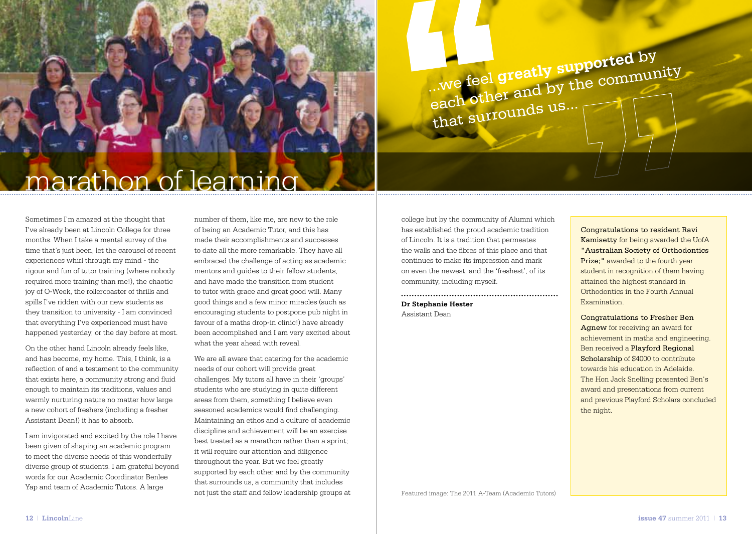# marathon of learning

> ...we feel **greatly supported** by each other and by the community that surrounds us...

Sometimes I'm amazed at the thought that I've already been at Lincoln College for three months. When I take a mental survey of the time that's just been, let the carousel of recent experiences whirl through my mind - the rigour and fun of tutor training (where nobody required more training than me!), the chaotic joy of O-Week, the rollercoaster of thrills and spills I've ridden with our new students as they transition to university - I am convinced that everything I've experienced must have happened yesterday, or the day before at most.

On the other hand Lincoln already feels like, and has become, my home. This, I think, is a reflection of and a testament to the community that exists here, a community strong and fluid enough to maintain its traditions, values and warmly nurturing nature no matter how large a new cohort of freshers (including a fresher Assistant Dean!) it has to absorb.

I am invigorated and excited by the role I have been given of shaping an academic program to meet the diverse needs of this wonderfully diverse group of students. I am grateful beyond words for our Academic Coordinator Benlee Yap and team of Academic Tutors. A large number of them, like me, are new to the role of being an Academic Tutor, and this has made their accomplishments and successes to date all the more remarkable. They have all embraced the challenge of acting as academic mentors and guides to their fellow students, and have made the transition from student to tutor with grace and great good will. Many good things and a few minor miracles (such as encouraging students to postpone pub night in favour of a maths drop-in clinic!) have already been accomplished and I am very excited about what the year ahead with reveal.

We are all aware that catering for the academic needs of our cohort will provide great challenges. My tutors all have in their 'groups' students who are studying in quite different areas from them, something I believe even seasoned academics would find challenging. Maintaining an ethos and a culture of academic discipline and achievement will be an exercise best treated as a marathon rather than a sprint; it will require our attention and diligence throughout the year. But we feel greatly supported by each other and by the community that surrounds us, a community that includes not just the staff and fellow leadership groups at college but by the community of Alumni which has established the proud academic tradition of Lincoln. It is a tradition that permeates the walls and the fibres of this place and that continues to make its impression and mark on even the newest, and the 'freshest', of its community, including myself.

**Dr Stephanie Hester**
Assistant Dean

Featured image: The 2011 A-Team (Academic Tutors)

Congratulations to resident **Ravi Kamisetty** for being awarded the UofA **"Australian Society of Orthodontics Prize;"** awarded to the fourth year student in recognition of them having attained the highest standard in Orthodontics in the Fourth Annual Examination.

Congratulations to Fresher **Ben Agnew** for receiving an award for achievement in maths and engineering. Ben received a **Playford Regional Scholarship** of $4000 to contribute towards his education in Adelaide. The Hon Jack Snelling presented Ben's award and presentations from current and previous Playford Scholars concluded the night.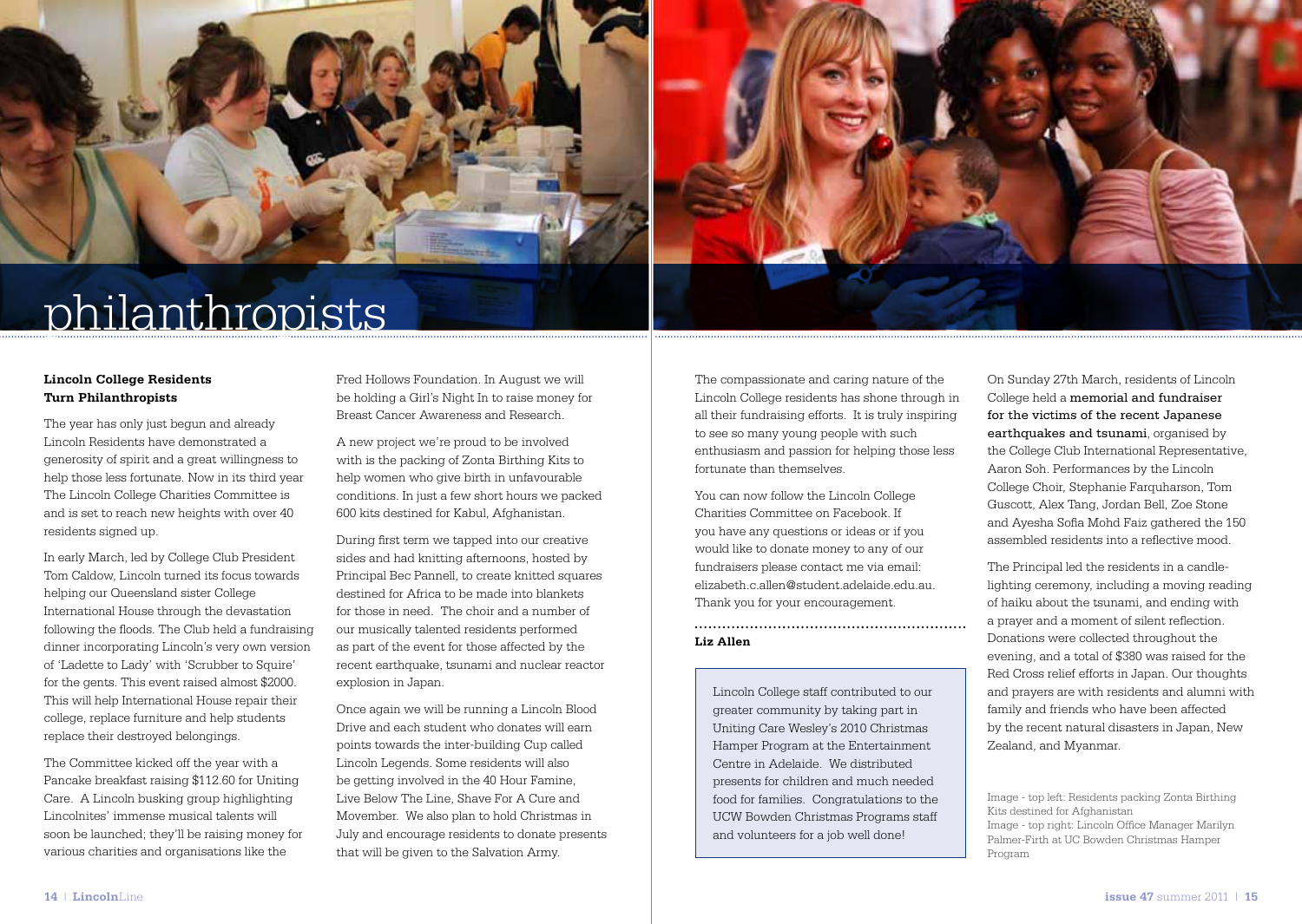# philanthropists

## Lincoln College Residents Turn Philanthropists

The year has only just begun and already Lincoln Residents have demonstrated a generosity of spirit and a great willingness to help those less fortunate. Now in its third year The Lincoln College Charities Committee is and is set to reach new heights with over 40 residents signed up.

In early March, led by College Club President Tom Caldow, Lincoln turned its focus towards helping our Queensland sister College International House through the devastation following the floods. The Club held a fundraising dinner incorporating Lincoln's very own version of 'Ladette to Lady' with 'Scrubber to Squire' for the gents. This event raised almost $2000. This will help International House repair their college, replace furniture and help students replace their destroyed belongings.

The Committee kicked off the year with a Pancake breakfast raising $112.60 for Uniting Care. A Lincoln busking group highlighting Lincolnites' immense musical talents will soon be launched; they'll be raising money for various charities and organisations like the Fred Hollows Foundation. In August we will be holding a Girl's Night In to raise money for Breast Cancer Awareness and Research.

A new project we're proud to be involved with is the packing of Zonta Birthing Kits to help women who give birth in unfavourable conditions. In just a few short hours we packed 600 kits destined for Kabul, Afghanistan.

During first term we tapped into our creative sides and had knitting afternoons, hosted by Principal Bec Pannell, to create knitted squares destined for Africa to be made into blankets for those in need. The choir and a number of our musically talented residents performed as part of the event for those affected by the recent earthquake, tsunami and nuclear reactor explosion in Japan.

Once again we will be running a Lincoln Blood Drive and each student who donates will earn points towards the inter-building Cup called Lincoln Legends. Some residents will also be getting involved in the 40 Hour Famine, Live Below The Line, Shave For A Cure and Movember. We also plan to hold Christmas in July and encourage residents to donate presents that will be given to the Salvation Army.

The compassionate and caring nature of the Lincoln College residents has shone through in all their fundraising efforts. It is truly inspiring to see so many young people with such enthusiasm and passion for helping those less fortunate than themselves.

You can now follow the Lincoln College Charities Committee on Facebook. If you have any questions or ideas or if you would like to donate money to any of our fundraisers please contact me via email: elizabeth.c.allen@student.adelaide.edu.au. Thank you for your encouragement.

**Liz Allen**

> Lincoln College staff contributed to our greater community by taking part in Uniting Care Wesley's 2010 Christmas Hamper Program at the Entertainment Centre in Adelaide. We distributed presents for children and much needed food for families. Congratulations to the UCW Bowden Christmas Programs staff and volunteers for a job well done!

On Sunday 27th March, residents of Lincoln College held a **memorial and fundraiser for the victims of the recent Japanese earthquakes and tsunami**, organised by the College Club International Representative, Aaron Soh. Performances by the Lincoln College Choir, Stephanie Farquharson, Tom Guscott, Alex Tang, Jordan Bell, Zoe Stone and Ayesha Sofia Mohd Faiz gathered the 150 assembled residents into a reflective mood.

The Principal led the residents in a candle-lighting ceremony, including a moving reading of haiku about the tsunami, and ending with a prayer and a moment of silent reflection. Donations were collected throughout the evening, and a total of $380 was raised for the Red Cross relief efforts in Japan. Our thoughts and prayers are with residents and alumni with family and friends who have been affected by the recent natural disasters in Japan, New Zealand, and Myanmar.

Image - top left: Residents packing Zonta Birthing Kits destined for Afghanistan
Image - top right: Lincoln Office Manager Marilyn Palmer-Firth at UC Bowden Christmas Hamper Program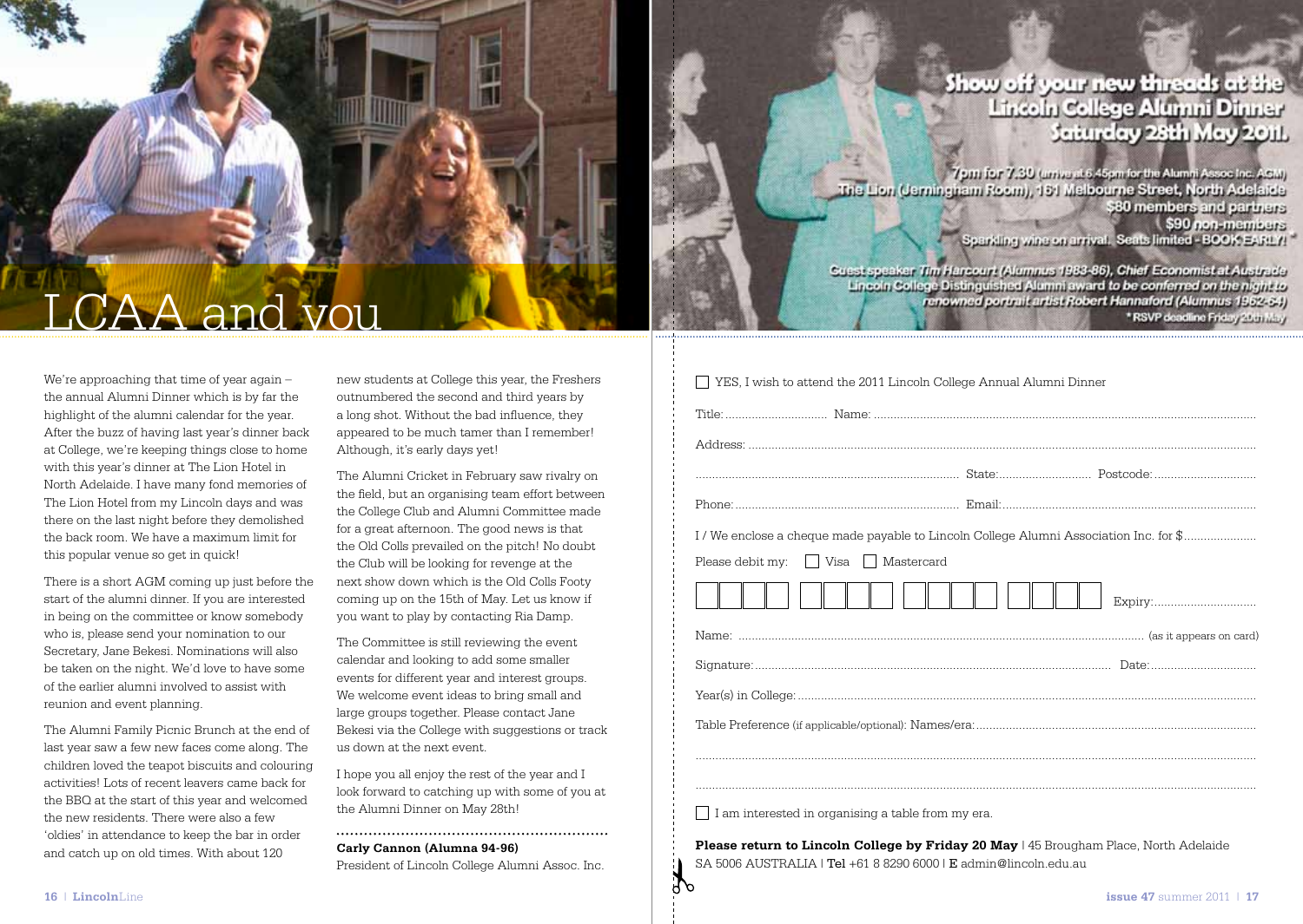# LCAA and you

We're approaching that time of year again – the annual Alumni Dinner which is by far the highlight of the alumni calendar for the year. After the buzz of having last year's dinner back at College, we're keeping things close to home with this year's dinner at The Lion Hotel in North Adelaide. I have many fond memories of The Lion Hotel from my Lincoln days and was there on the last night before they demolished the back room. We have a maximum limit for this popular venue so get in quick!

There is a short AGM coming up just before the start of the alumni dinner. If you are interested in being on the committee or know somebody who is, please send your nomination to our Secretary, Jane Bekesi. Nominations will also be taken on the night. We'd love to have some of the earlier alumni involved to assist with reunion and event planning.

The Alumni Family Picnic Brunch at the end of last year saw a few new faces come along. The children loved the teapot biscuits and colouring activities! Lots of recent leavers came back for the BBQ at the start of this year and welcomed the new residents. There were also a few 'oldies' in attendance to keep the bar in order and catch up on old times. With about 120 new students at College this year, the Freshers outnumbered the second and third years by a long shot. Without the bad influence, they appeared to be much tamer than I remember! Although, it's early days yet!

The Alumni Cricket in February saw rivalry on the field, but an organising team effort between the College Club and Alumni Committee made for a great afternoon. The good news is that the Old Colls prevailed on the pitch! No doubt the Club will be looking for revenge at the next show down which is the Old Colls Footy coming up on the 15th of May. Let us know if you want to play by contacting Ria Damp.

The Committee is still reviewing the event calendar and looking to add some smaller events for different year and interest groups. We welcome event ideas to bring small and large groups together. Please contact Jane Bekesi via the College with suggestions or track us down at the next event.

I hope you all enjoy the rest of the year and I look forward to catching up with some of you at the Alumni Dinner on May 28th!

**Carly Cannon (Alumna 94-96)**
President of Lincoln College Alumni Assoc. Inc.

## Show off your new threads at the Lincoln College Alumni Dinner Saturday 28th May 2011.

7pm for 7.30 (arrive at 6.45pm for the Alumni Assoc Inc. AGM)
The Lion (Jerningham Room), 161 Melbourne Street, North Adelaide
$80 members and partners
$90 non-members
Sparkling wine on arrival. Seats limited - BOOK EARLY! *

Guest speaker Tim Harcourt (Alumnus 1983-86), Chief Economist at Austrade
Lincoln College Distinguished Alumni award to be conferred on the night to renowned portrait artist Robert Hannaford (Alumnus 1962-64)
* RSVP deadline Friday 20th May

☐ YES, I wish to attend the 2011 Lincoln College Annual Alumni Dinner

Title: .................... Name: ........................................

Address: ........................................

........................................ State: .................... Postcode: ....................

Phone: .................................... Email: ....................................

I / We enclose a cheque made payable to Lincoln College Alumni Association Inc. for $....................

Please debit my: ☐ Visa ☐ Mastercard

☐☐☐☐ ☐☐☐☐ ☐☐☐☐ ☐☐☐☐ Expiry: ....................

Name: ........................................ (as it appears on card)

Signature: .................................... Date: ....................

Year(s) in College: ........................................

Table Preference (if applicable/optional): Names/era: ........................................

........................................

........................................

☐ I am interested in organising a table from my era.

**Please return to Lincoln College by Friday 20 May** | 45 Brougham Place, North Adelaide SA 5006 AUSTRALIA | Tel +61 8 8290 6000 | E admin@lincoln.edu.au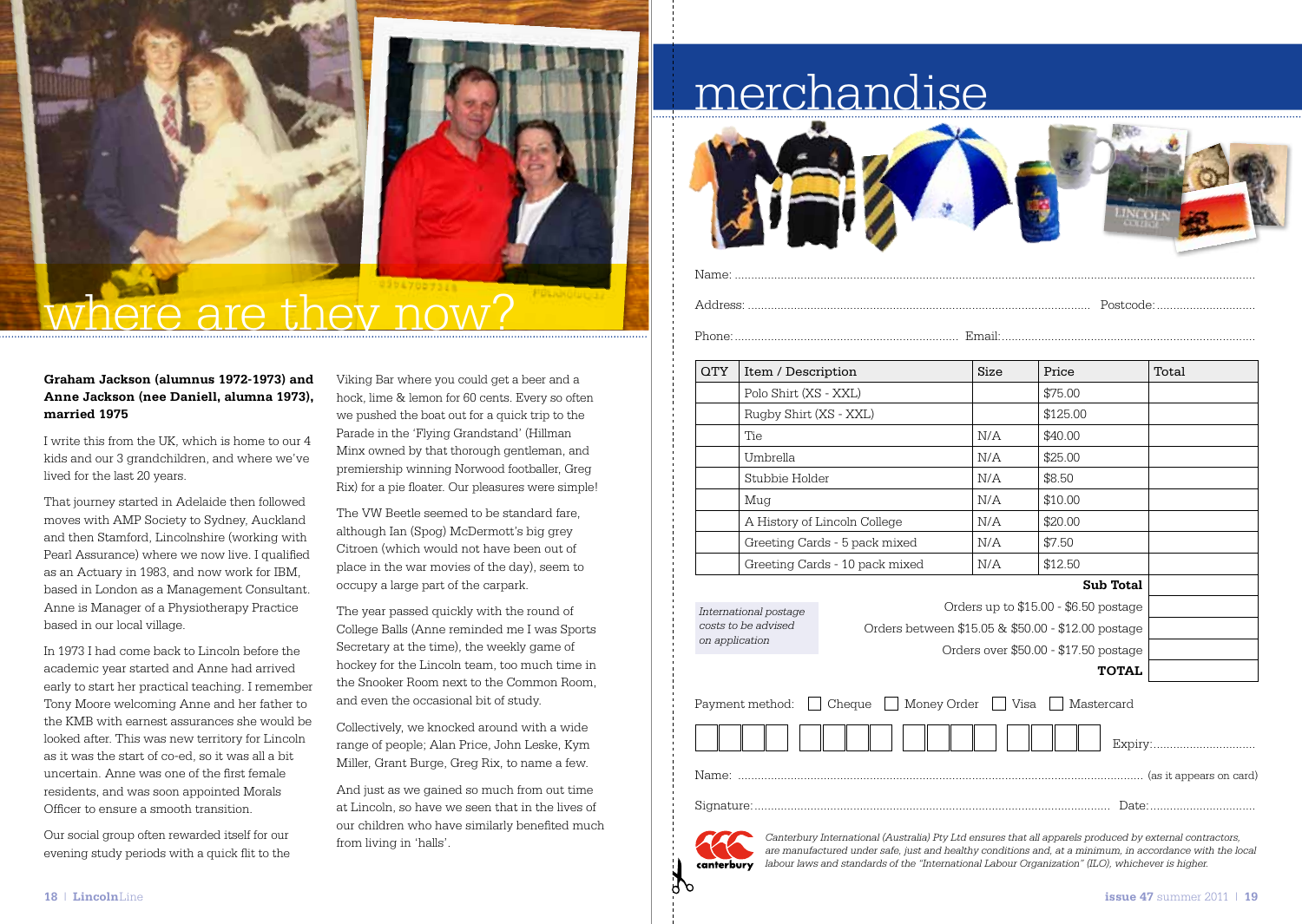# where are they now?

**Graham Jackson (alumnus 1972-1973) and Anne Jackson (nee Daniell, alumna 1973), married 1975**

I write this from the UK, which is home to our 4 kids and our 3 grandchildren, and where we've lived for the last 20 years.

That journey started in Adelaide then followed moves with AMP Society to Sydney, Auckland and then Stamford, Lincolnshire (working with Pearl Assurance) where we now live. I qualified as an Actuary in 1983, and now work for IBM, based in London as a Management Consultant. Anne is Manager of a Physiotherapy Practice based in our local village.

In 1973 I had come back to Lincoln before the academic year started and Anne had arrived early to start her practical teaching. I remember Tony Moore welcoming Anne and her father to the KMB with earnest assurances she would be looked after. This was new territory for Lincoln as it was the start of co-ed, so it was all a bit uncertain. Anne was one of the first female residents, and was soon appointed Morals Officer to ensure a smooth transition.

Our social group often rewarded itself for our evening study periods with a quick flit to the Viking Bar where you could get a beer and a hock, lime & lemon for 60 cents. Every so often we pushed the boat out for a quick trip to the Parade in the 'Flying Grandstand' (Hillman Minx owned by that thorough gentleman, and premiership winning Norwood footballer, Greg Rix) for a pie floater. Our pleasures were simple!

The VW Beetle seemed to be standard fare, although Ian (Spog) McDermott's big grey Citroen (which would not have been out of place in the war movies of the day), seem to occupy a large part of the carpark.

The year passed quickly with the round of College Balls (Anne reminded me I was Sports Secretary at the time), the weekly game of hockey for the Lincoln team, too much time in the Snooker Room next to the Common Room, and even the occasional bit of study.

Collectively, we knocked around with a wide range of people; Alan Price, John Leske, Kym Miller, Grant Burge, Greg Rix, to name a few.

And just as we gained so much from out time at Lincoln, so have we seen that in the lives of our children who have similarly benefited much from living in 'halls'.

# merchandise

Name: ...............................................................................

Address: ............................................................ Postcode: ..........................

Phone: ................................................ Email: ..........................................

| QTY | Item / Description | Size | Price | Total |
|---|---|---|---|---|
| | Polo Shirt (XS - XXL) | | $75.00 | |
| | Rugby Shirt (XS - XXL) | | $125.00 | |
| | Tie | N/A | $40.00 | |
| | Umbrella | N/A | $25.00 | |
| | Stubbie Holder | N/A | $8.50 | |
| | Mug | N/A | $10.00 | |
| | A History of Lincoln College | N/A | $20.00 | |
| | Greeting Cards - 5 pack mixed | N/A | $7.50 | |
| | Greeting Cards - 10 pack mixed | N/A | $12.50 | |
| | | | **Sub Total** | |
| | | | Orders up to $15.00 - $6.50 postage | |
| | | | Orders between $15.05 & $50.00 - $12.00 postage | |
| | | | Orders over $50.00 - $17.50 postage | |
| | | | **TOTAL** | |

*International postage costs to be advised on application*

Payment method: ☐ Cheque ☐ Money Order ☐ Visa ☐ Mastercard

☐☐☐☐ ☐☐☐☐ ☐☐☐☐ ☐☐☐☐ Expiry: ..........................

Name: ....................................................................... (as it appears on card)

Signature: ........................................................... Date: ..........................

*Canterbury International (Australia) Pty Ltd ensures that all apparels produced by external contractors, are manufactured under safe, just and healthy conditions and, at a minimum, in accordance with the local labour laws and standards of the "International Labour Organization" (ILO), whichever is higher.*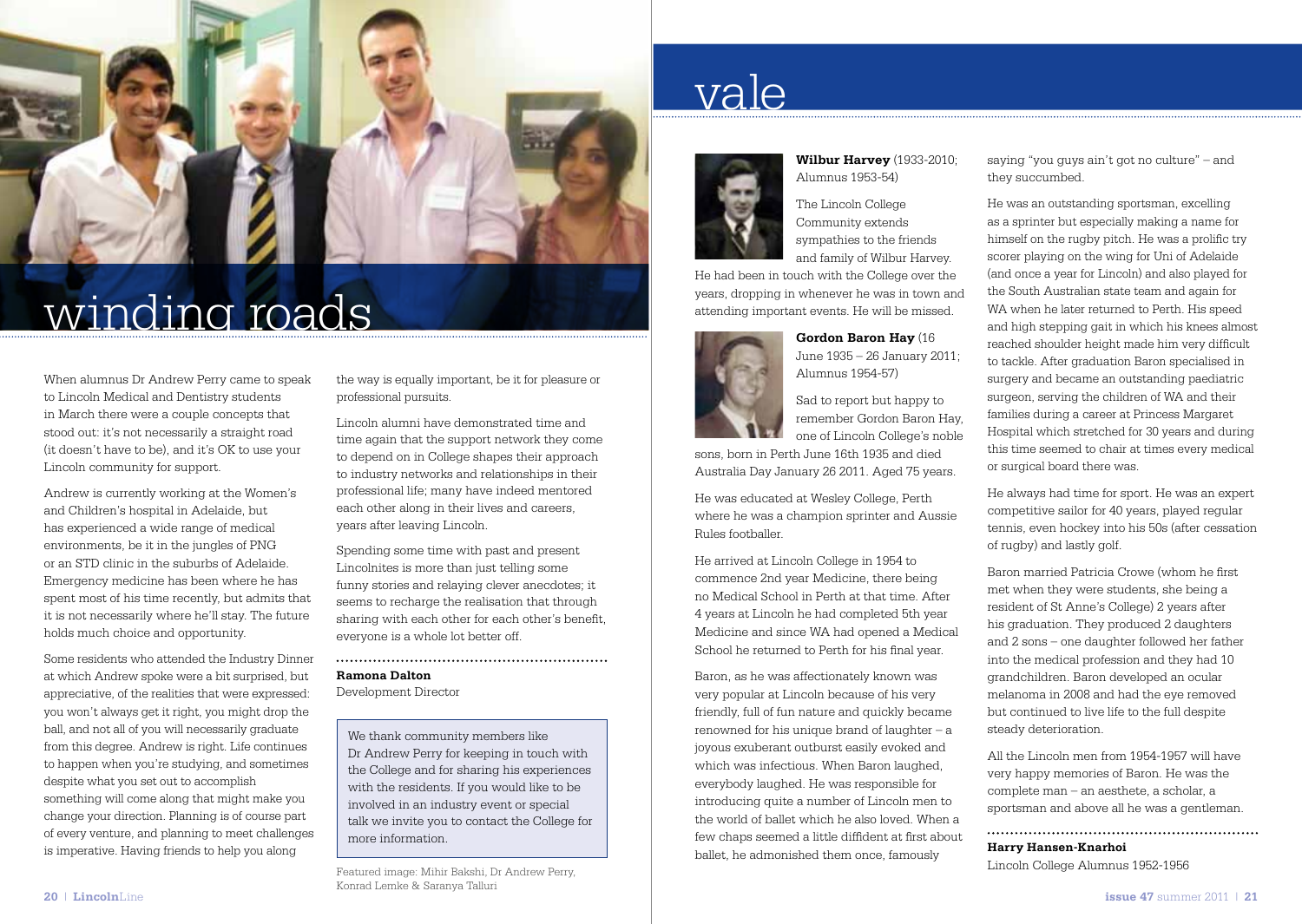# winding roads

When alumnus Dr Andrew Perry came to speak to Lincoln Medical and Dentistry students in March there were a couple concepts that stood out: it's not necessarily a straight road (it doesn't have to be), and it's OK to use your Lincoln community for support.

Andrew is currently working at the Women's and Children's hospital in Adelaide, but has experienced a wide range of medical environments, be it in the jungles of PNG or an STD clinic in the suburbs of Adelaide. Emergency medicine has been where he has spent most of his time recently, but admits that it is not necessarily where he'll stay. The future holds much choice and opportunity.

Some residents who attended the Industry Dinner at which Andrew spoke were a bit surprised, but appreciative, of the realities that were expressed: you won't always get it right, you might drop the ball, and not all of you will necessarily graduate from this degree. Andrew is right. Life continues to happen when you're studying, and sometimes despite what you set out to accomplish something will come along that might make you change your direction. Planning is of course part of every venture, and planning to meet challenges is imperative. Having friends to help you along the way is equally important, be it for pleasure or professional pursuits.

Lincoln alumni have demonstrated time and time again that the support network they come to depend on in College shapes their approach to industry networks and relationships in their professional life; many have indeed mentored each other along in their lives and careers, years after leaving Lincoln.

Spending some time with past and present Lincolnites is more than just telling some funny stories and relaying clever anecdotes; it seems to recharge the realisation that through sharing with each other for each other's benefit, everyone is a whole lot better off.

**Ramona Dalton**
Development Director

> We thank community members like Dr Andrew Perry for keeping in touch with the College and for sharing his experiences with the residents. If you would like to be involved in an industry event or special talk we invite you to contact the College for more information.

Featured image: Mihir Bakshi, Dr Andrew Perry, Konrad Lemke & Saranya Talluri

# vale

**Wilbur Harvey** (1933-2010; Alumnus 1953-54)

The Lincoln College Community extends sympathies to the friends and family of Wilbur Harvey. He had been in touch with the College over the years, dropping in whenever he was in town and attending important events. He will be missed.

**Gordon Baron Hay** (16 June 1935 – 26 January 2011; Alumnus 1954-57)

Sad to report but happy to remember Gordon Baron Hay, one of Lincoln College's noble sons, born in Perth June 16th 1935 and died Australia Day January 26 2011. Aged 75 years.

He was educated at Wesley College, Perth where he was a champion sprinter and Aussie Rules footballer.

He arrived at Lincoln College in 1954 to commence 2nd year Medicine, there being no Medical School in Perth at that time. After 4 years at Lincoln he had completed 5th year Medicine and since WA had opened a Medical School he returned to Perth for his final year.

Baron, as he was affectionately known was very popular at Lincoln because of his very friendly, full of fun nature and quickly became renowned for his unique brand of laughter – a joyous exuberant outburst easily evoked and which was infectious. When Baron laughed, everybody laughed. He was responsible for introducing quite a number of Lincoln men to the world of ballet which he also loved. When a few chaps seemed a little diffident at first about ballet, he admonished them once, famously saying "you guys ain't got no culture" – and they succumbed.

He was an outstanding sportsman, excelling as a sprinter but especially making a name for himself on the rugby pitch. He was a prolific try scorer playing on the wing for Uni of Adelaide (and once a year for Lincoln) and also played for the South Australian state team and again for WA when he later returned to Perth. His speed and high stepping gait in which his knees almost reached shoulder height made him very difficult to tackle. After graduation Baron specialised in surgery and became an outstanding paediatric surgeon, serving the children of WA and their families during a career at Princess Margaret Hospital which stretched for 30 years and during this time seemed to chair at times every medical or surgical board there was.

He always had time for sport. He was an expert competitive sailor for 40 years, played regular tennis, even hockey into his 50s (after cessation of rugby) and lastly golf.

Baron married Patricia Crowe (whom he first met when they were students, she being a resident of St Anne's College) 2 years after his graduation. They produced 2 daughters and 2 sons – one daughter followed her father into the medical profession and they had 10 grandchildren. Baron developed an ocular melanoma in 2008 and had the eye removed but continued to live life to the full despite steady deterioration.

All the Lincoln men from 1954-1957 will have very happy memories of Baron. He was the complete man – an aesthete, a scholar, a sportsman and above all he was a gentleman.

**Harry Hansen-Knarhoi**
Lincoln College Alumnus 1952-1956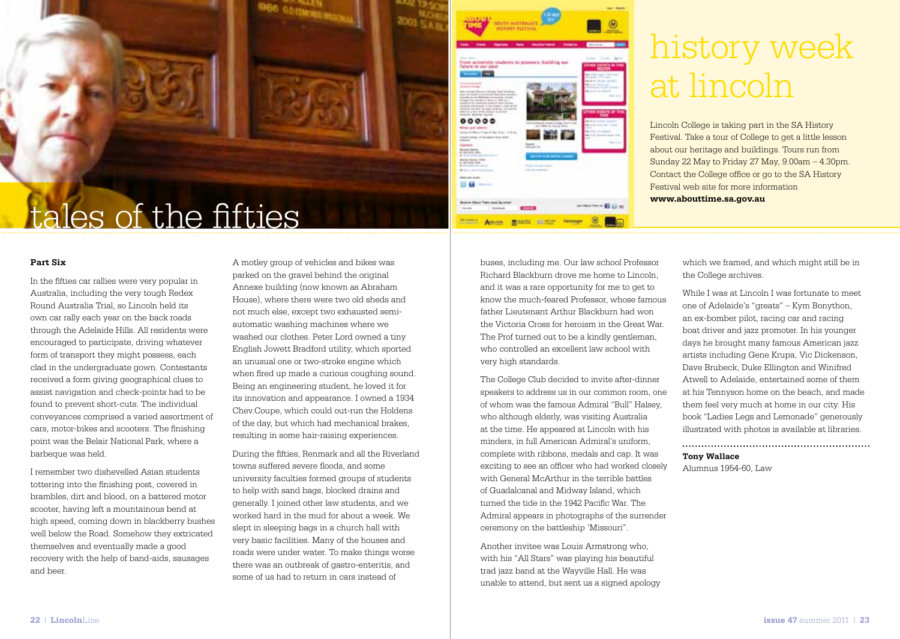# tales of the fifties

**Part Six**

In the fifties car rallies were very popular in Australia, including the very tough Redex Round Australia Trial, so Lincoln held its own car rally each year on the back roads through the Adelaide Hills. All residents were encouraged to participate, driving whatever form of transport they might possess, each clad in the undergraduate gown. Contestants received a form giving geographical clues to assist navigation and check-points had to be found to prevent short-cuts. The individual conveyances comprised a varied assortment of cars, motor-bikes and scooters. The finishing point was the Belair National Park, where a barbeque was held.

I remember two dishevelled Asian students tottering into the finishing post, covered in brambles, dirt and blood, on a battered motor scooter, having left a mountainous bend at high speed, coming down in blackberry bushes well below the Road. Somehow they extricated themselves and eventually made a good recovery with the help of band-aids, sausages and beer.

A motley group of vehicles and bikes was parked on the gravel behind the original Annexe building (now known as Abraham House), where there were two old sheds and not much else, except two exhausted semi-automatic washing machines where we washed our clothes. Peter Lord owned a tiny English Jowett Bradford utility, which sported an unusual one or two-stroke engine which when fired up made a curious coughing sound. Being an engineering student, he loved it for its innovation and appearance. I owned a 1934 Chev.Coupe, which could out-run the Holdens of the day, but which had mechanical brakes, resulting in some hair-raising experiences.

During the fifties, Renmark and all the Riverland towns suffered severe floods, and some university faculties formed groups of students to help with sand bags, blocked drains and generally. I joined other law students, and we worked hard in the mud for about a week. We slept in sleeping bags in a church hall with very basic facilities. Many of the houses and roads were under water. To make things worse there was an outbreak of gastro-enteritis, and some of us had to return in cars instead of buses, including me. Our law school Professor Richard Blackburn drove me home to Lincoln, and it was a rare opportunity for me to get to know the much-feared Professor, whose famous father Lieutenant Arthur Blackburn had won the Victoria Cross for heroism in the Great War. The Prof turned out to be a kindly gentleman, who controlled an excellent law school with very high standards.

The College Club decided to invite after-dinner speakers to address us in our common room, one of whom was the famous Admiral "Bull" Halsey, who although elderly, was visiting Australia at the time. He appeared at Lincoln with his minders, in full American Admiral's uniform, complete with ribbons, medals and cap. It was exciting to see an officer who had worked closely with General McArthur in the terrible battles of Guadalcanal and Midway Island, which turned the tide in the 1942 Pacific War. The Admiral appears in photographs of the surrender ceremony on the battleship 'Missouri".

Another invitee was Louis Armstrong who, with his "All Stars" was playing his beautiful trad jazz band at the Wayville Hall. He was unable to attend, but sent us a signed apology which we framed, and which might still be in the College archives.

While I was at Lincoln I was fortunate to meet one of Adelaide's "greats" – Kym Bonython, an ex-bomber pilot, racing car and racing boat driver and jazz promoter. In his younger days he brought many famous American jazz artists including Gene Krupa, Vic Dickenson, Dave Brubeck, Duke Ellington and Winifred Atwell to Adelaide, entertained some of them at his Tennyson home on the beach, and made them feel very much at home in our city. His book "Ladies Legs and Lemonade" generously illustrated with photos is available at libraries.

**Tony Wallace**
Alumnus 1954-60, Law

# history week at lincoln

Lincoln College is taking part in the SA History Festival. Take a tour of College to get a little lesson about our heritage and buildings. Tours run from Sunday 22 May to Friday 27 May, 9.00am – 4.30pm. Contact the College office or go to the SA History Festival web site for more information **www.abouttime.sa.gov.au**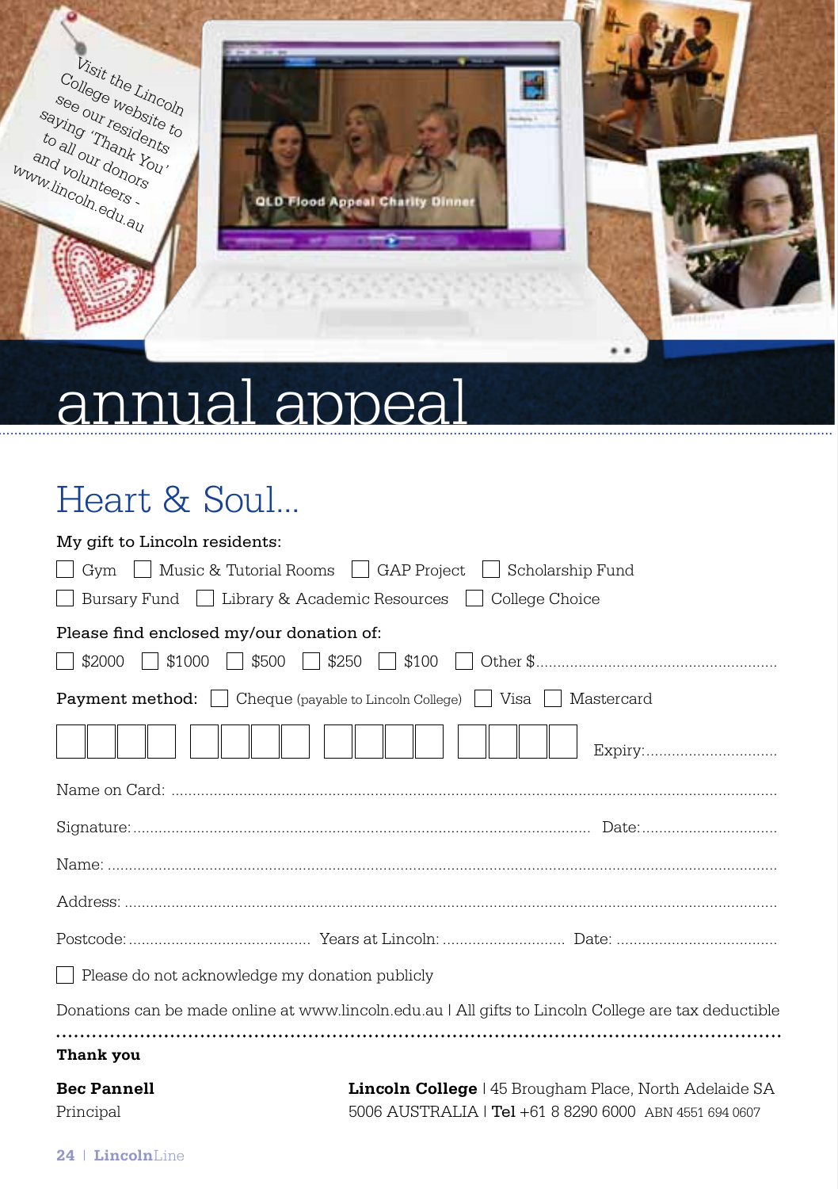Visit the Lincoln College website to see our residents saying 'Thank You' to all our donors and volunteers - www.lincoln.edu.au

QLD Flood Appeal Charity Dinner

# annual appeal

## Heart & Soul...

My gift to Lincoln residents:

- ☐ Gym ☐ Music & Tutorial Rooms ☐ GAP Project ☐ Scholarship Fund
- ☐ Bursary Fund ☐ Library & Academic Resources ☐ College Choice

Please find enclosed my/our donation of:

☐ $2000 ☐ $1000 ☐ $500 ☐ $250 ☐ $100 ☐ Other $........................................................

Payment method: ☐ Cheque (payable to Lincoln College) ☐ Visa ☐ Mastercard

☐☐☐☐ ☐☐☐☐ ☐☐☐☐ ☐☐☐☐ Expiry:..............................

Name on Card: ........................................................................................................................

Signature:.............................................................................................. Date:................................

Name: .......................................................................................................................................

Address: ...................................................................................................................................

Postcode:.......................................... Years at Lincoln: ............................ Date: .....................................

☐ Please do not acknowledge my donation publicly

Donations can be made online at www.lincoln.edu.au | All gifts to Lincoln College are tax deductible

**Thank you**

**Bec Pannell**
Principal

**Lincoln College** | 45 Brougham Place, North Adelaide SA 5006 AUSTRALIA | **Tel** +61 8 8290 6000 ABN 4551 694 0607